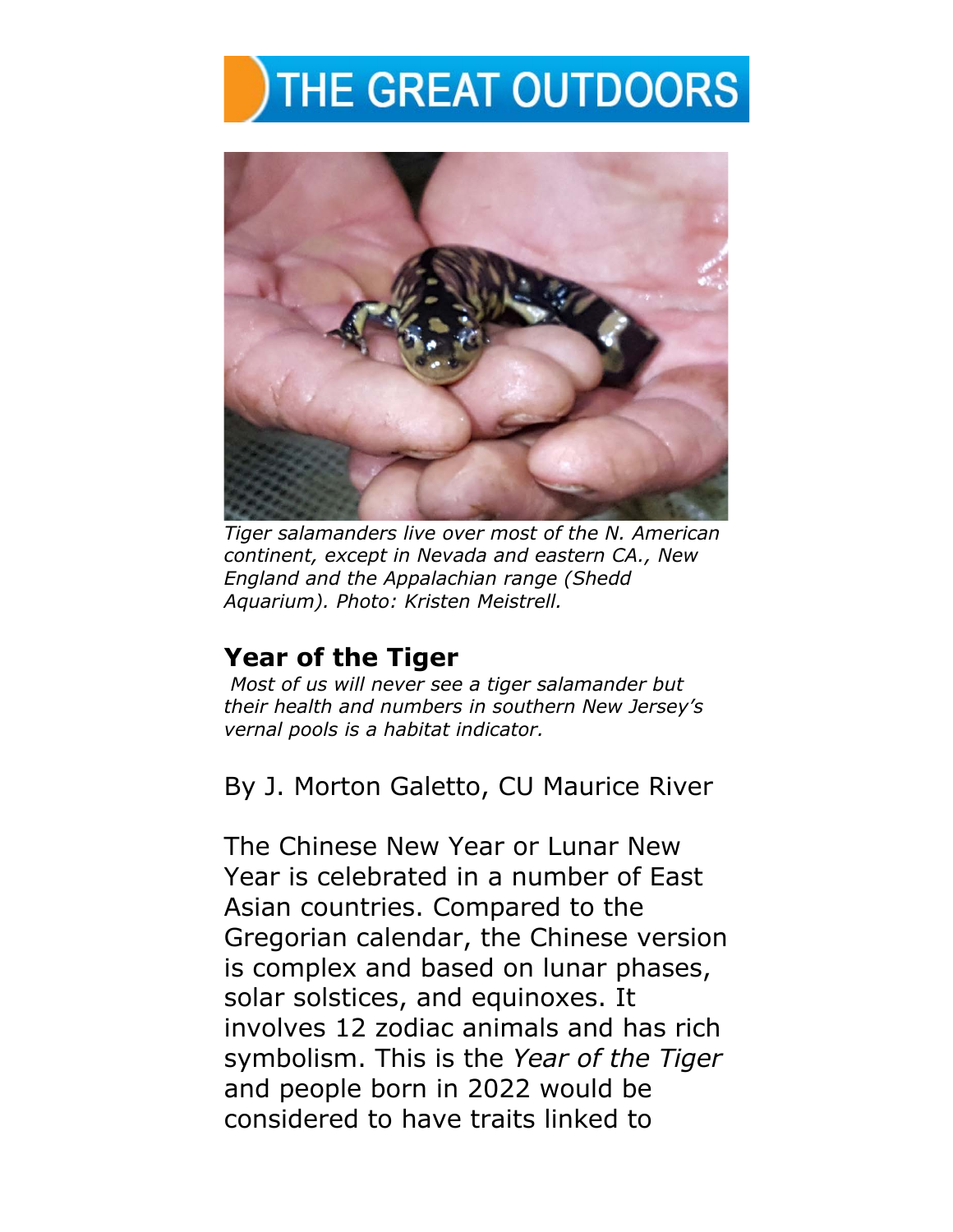# THE GREAT OUTDOORS

*Tiger salamanders live over most of the N. American continent, except in Nevada and eastern CA., New England and the Appalachian range (Shedd Aquarium). Photo: Kristen Meistrell.*

## Year of the Tiger

*Most of us will never see a tiger salamander but their health and numbers in southern New Jersey's vernal pools is a habitat indicator.*

By J. Morton Galetto, CU Maurice River

The Chinese New Year or Lunar New Year is celebrated in a number of East Asian countries. Compared to the Gregorian calendar, the Chinese version is complex and based on lunar phases, solar solstices, and equinoxes. It involves 12 zodiac animals and has rich symbolism. This is the *Year of the Tiger* and people born in 2022 would be considered to have traits linked to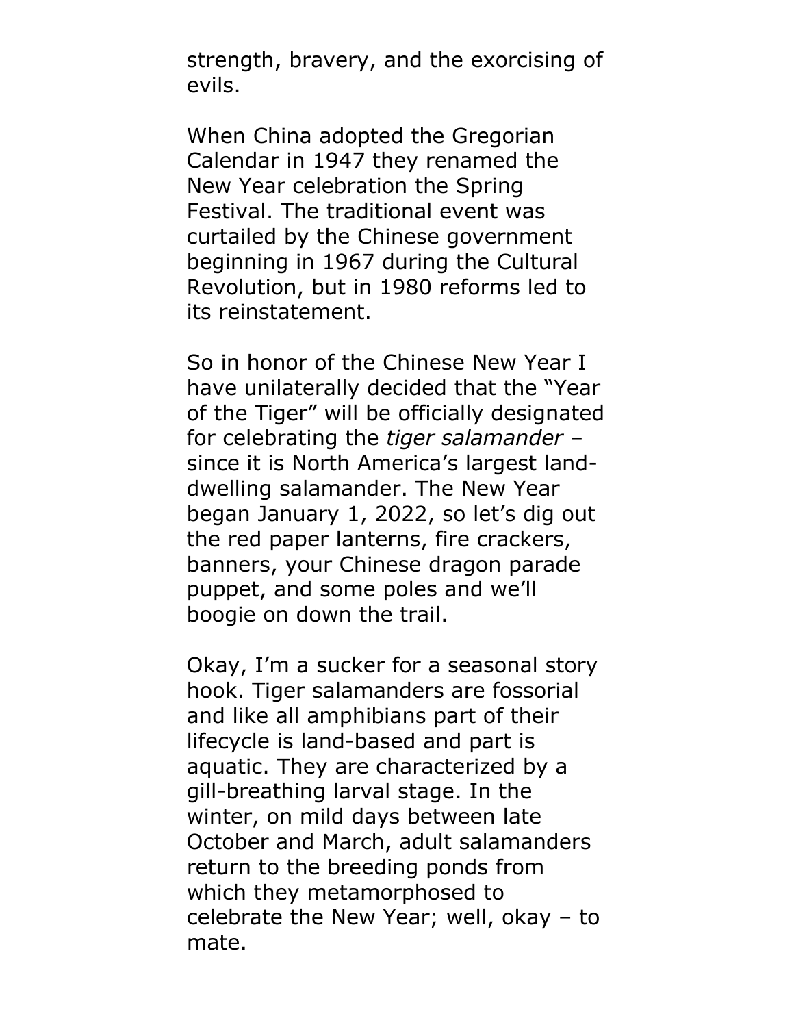strength, bravery, and the exorcising of evils.

When China adopted the Gregorian Calendar in 1947 they renamed the New Year celebration the Spring Festival. The traditional event was curtailed by the Chinese government beginning in 1967 during the Cultural Revolution, but in 1980 reforms led to its reinstatement.

So in honor of the Chinese New Year I have unilaterally decided that the "Year of the Tiger" will be officially designated for celebrating the *tiger salamander* – since it is North America's largest land-dwelling salamander. The New Year began January 1, 2022, so let's dig out the red paper lanterns, fire crackers, banners, your Chinese dragon parade puppet, and some poles and we'll boogie on down the trail.

Okay, I'm a sucker for a seasonal story hook. Tiger salamanders are fossorial and like all amphibians part of their lifecycle is land-based and part is aquatic. They are characterized by a gill-breathing larval stage. In the winter, on mild days between late October and March, adult salamanders return to the breeding ponds from which they metamorphosed to celebrate the New Year; well, okay – to mate.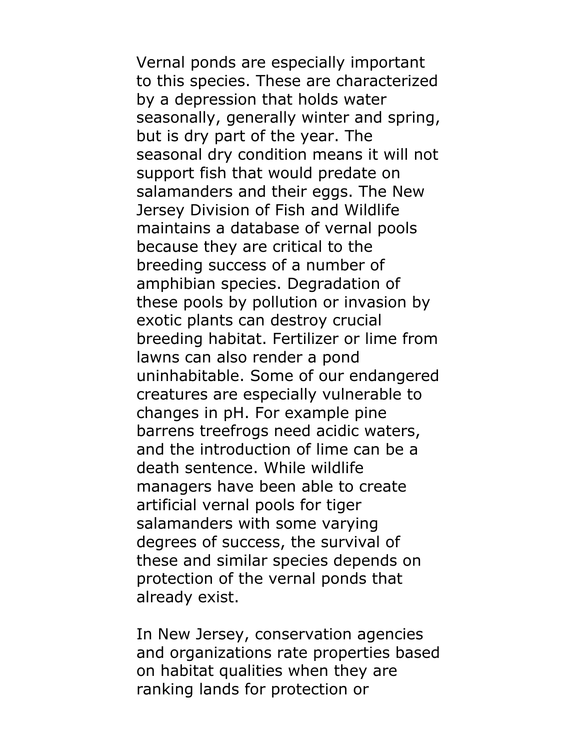Vernal ponds are especially important to this species. These are characterized by a depression that holds water seasonally, generally winter and spring, but is dry part of the year. The seasonal dry condition means it will not support fish that would predate on salamanders and their eggs. The New Jersey Division of Fish and Wildlife maintains a database of vernal pools because they are critical to the breeding success of a number of amphibian species. Degradation of these pools by pollution or invasion by exotic plants can destroy crucial breeding habitat. Fertilizer or lime from lawns can also render a pond uninhabitable. Some of our endangered creatures are especially vulnerable to changes in pH. For example pine barrens treefrogs need acidic waters, and the introduction of lime can be a death sentence. While wildlife managers have been able to create artificial vernal pools for tiger salamanders with some varying degrees of success, the survival of these and similar species depends on protection of the vernal ponds that already exist.

In New Jersey, conservation agencies and organizations rate properties based on habitat qualities when they are ranking lands for protection or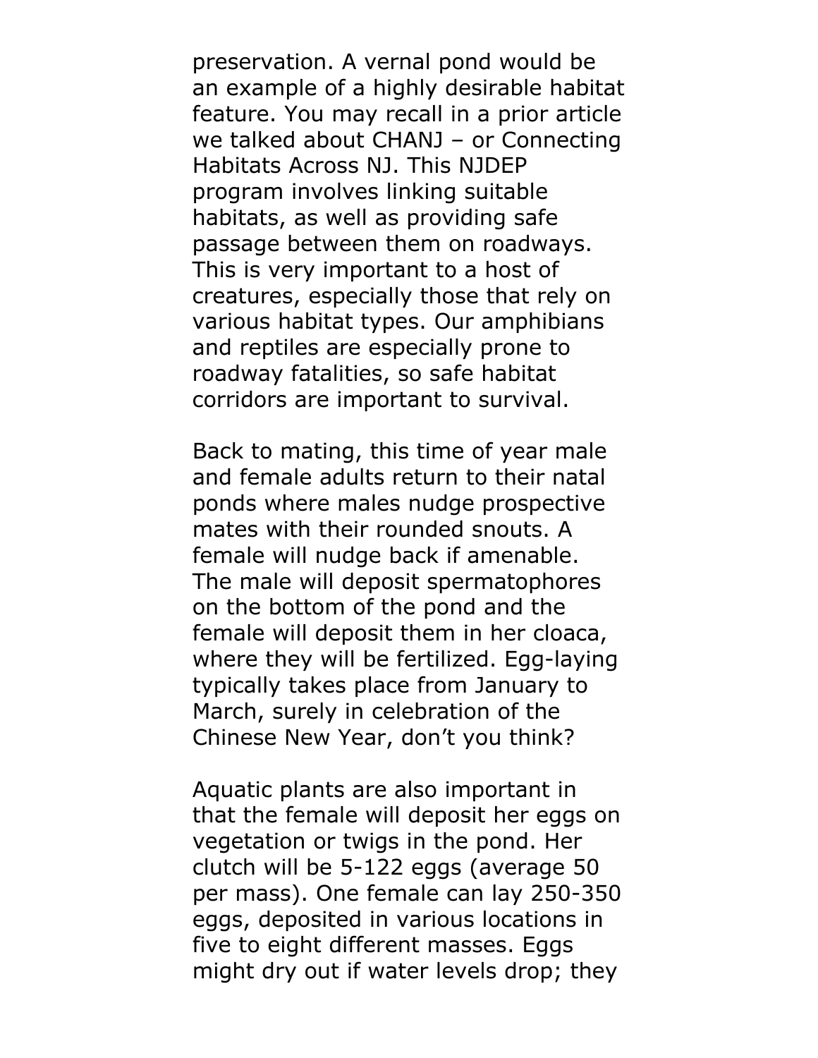preservation. A vernal pond would be an example of a highly desirable habitat feature. You may recall in a prior article we talked about CHANJ – or Connecting Habitats Across NJ. This NJDEP program involves linking suitable habitats, as well as providing safe passage between them on roadways. This is very important to a host of creatures, especially those that rely on various habitat types. Our amphibians and reptiles are especially prone to roadway fatalities, so safe habitat corridors are important to survival.

Back to mating, this time of year male and female adults return to their natal ponds where males nudge prospective mates with their rounded snouts. A female will nudge back if amenable. The male will deposit spermatophores on the bottom of the pond and the female will deposit them in her cloaca, where they will be fertilized. Egg-laying typically takes place from January to March, surely in celebration of the Chinese New Year, don't you think?

Aquatic plants are also important in that the female will deposit her eggs on vegetation or twigs in the pond. Her clutch will be 5-122 eggs (average 50 per mass). One female can lay 250-350 eggs, deposited in various locations in five to eight different masses. Eggs might dry out if water levels drop; they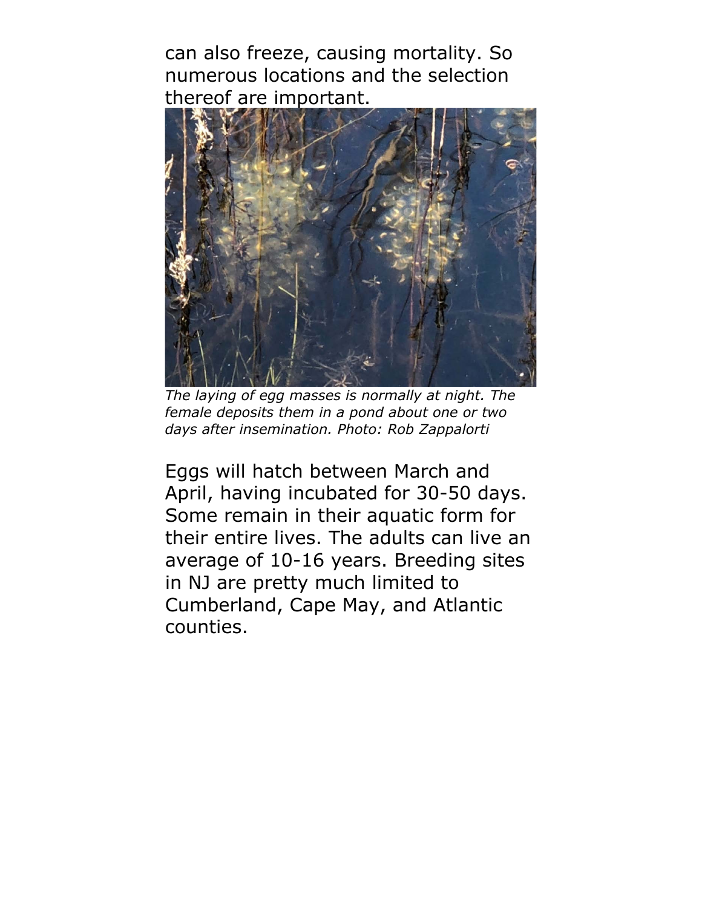can also freeze, causing mortality. So numerous locations and the selection thereof are important.

*The laying of egg masses is normally at night. The female deposits them in a pond about one or two days after insemination. Photo: Rob Zappalorti*

Eggs will hatch between March and April, having incubated for 30-50 days. Some remain in their aquatic form for their entire lives. The adults can live an average of 10-16 years. Breeding sites in NJ are pretty much limited to Cumberland, Cape May, and Atlantic counties.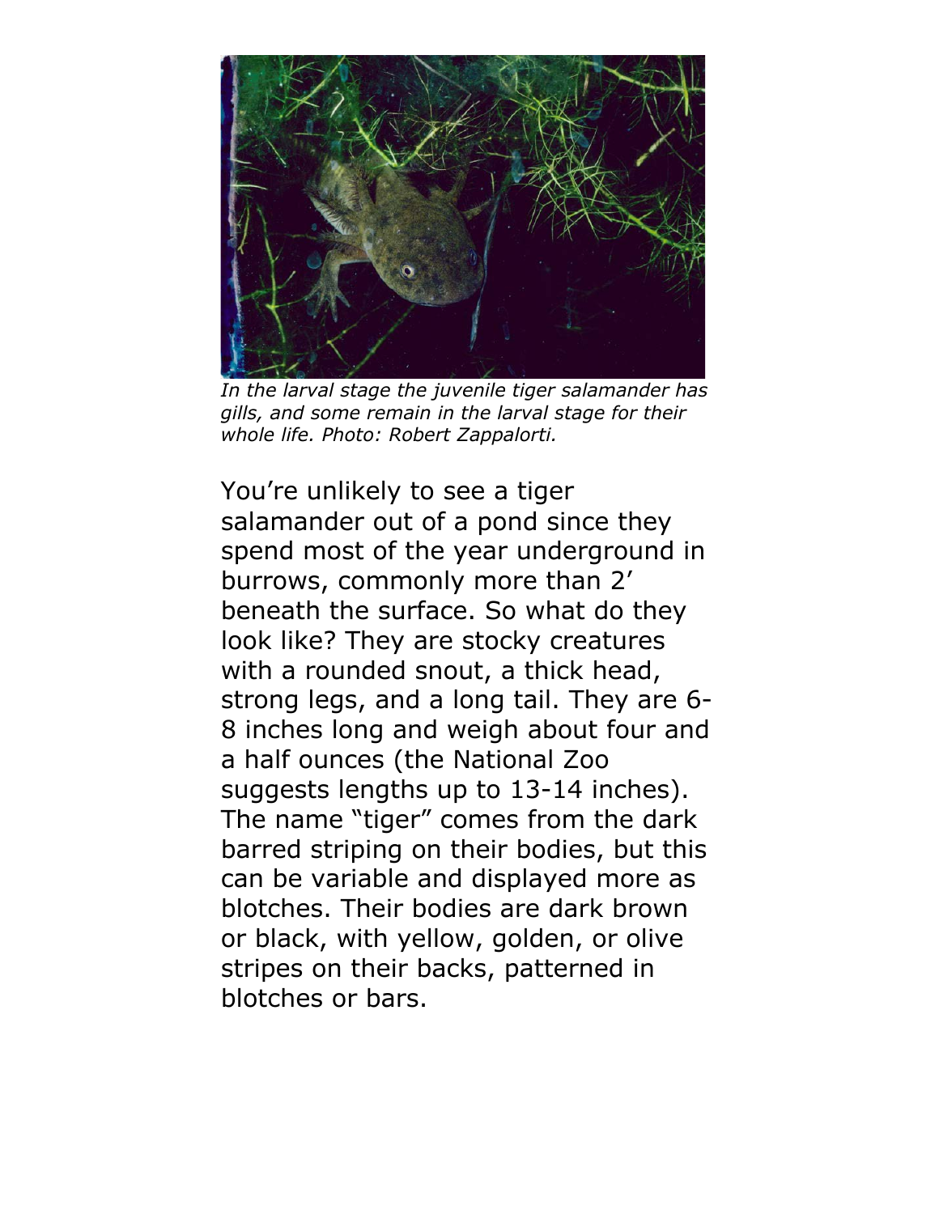*In the larval stage the juvenile tiger salamander has gills, and some remain in the larval stage for their whole life. Photo: Robert Zappalorti.*

You're unlikely to see a tiger salamander out of a pond since they spend most of the year underground in burrows, commonly more than 2' beneath the surface. So what do they look like? They are stocky creatures with a rounded snout, a thick head, strong legs, and a long tail. They are 6-8 inches long and weigh about four and a half ounces (the National Zoo suggests lengths up to 13-14 inches). The name "tiger" comes from the dark barred striping on their bodies, but this can be variable and displayed more as blotches. Their bodies are dark brown or black, with yellow, golden, or olive stripes on their backs, patterned in blotches or bars.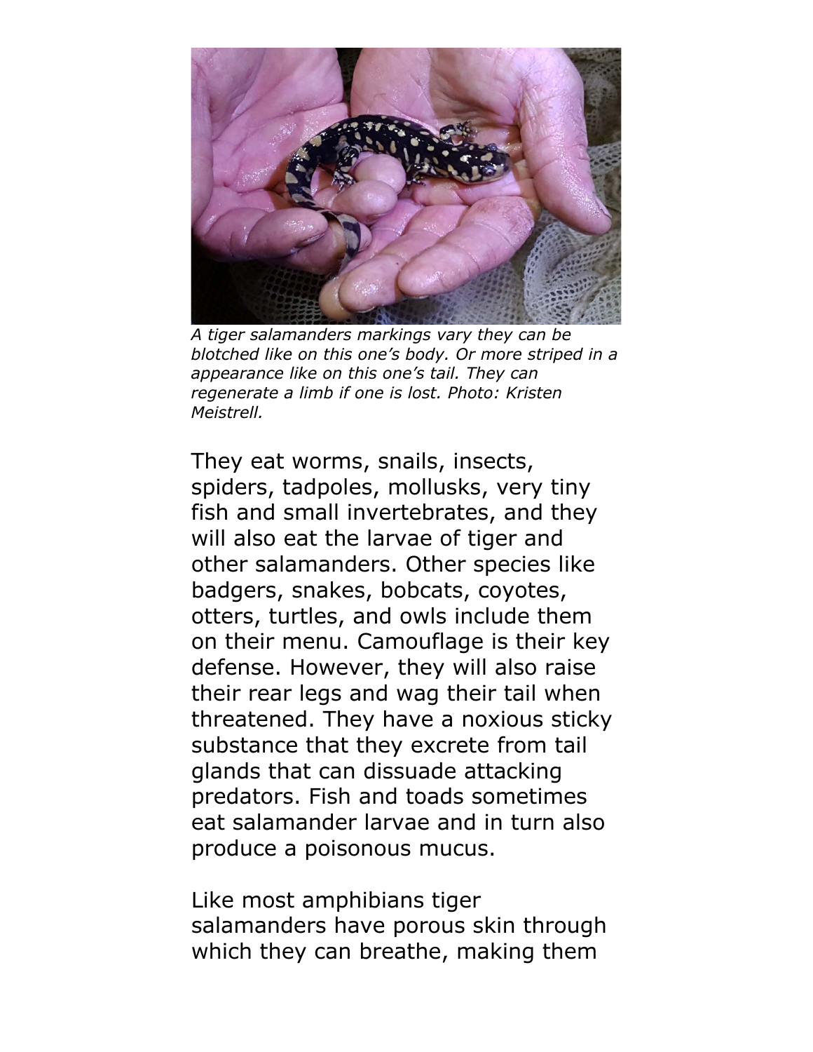*A tiger salamanders markings vary they can be blotched like on this one's body. Or more striped in a appearance like on this one's tail. They can regenerate a limb if one is lost. Photo: Kristen Meistrell.*

They eat worms, snails, insects, spiders, tadpoles, mollusks, very tiny fish and small invertebrates, and they will also eat the larvae of tiger and other salamanders. Other species like badgers, snakes, bobcats, coyotes, otters, turtles, and owls include them on their menu. Camouflage is their key defense. However, they will also raise their rear legs and wag their tail when threatened. They have a noxious sticky substance that they excrete from tail glands that can dissuade attacking predators. Fish and toads sometimes eat salamander larvae and in turn also produce a poisonous mucus.

Like most amphibians tiger salamanders have porous skin through which they can breathe, making them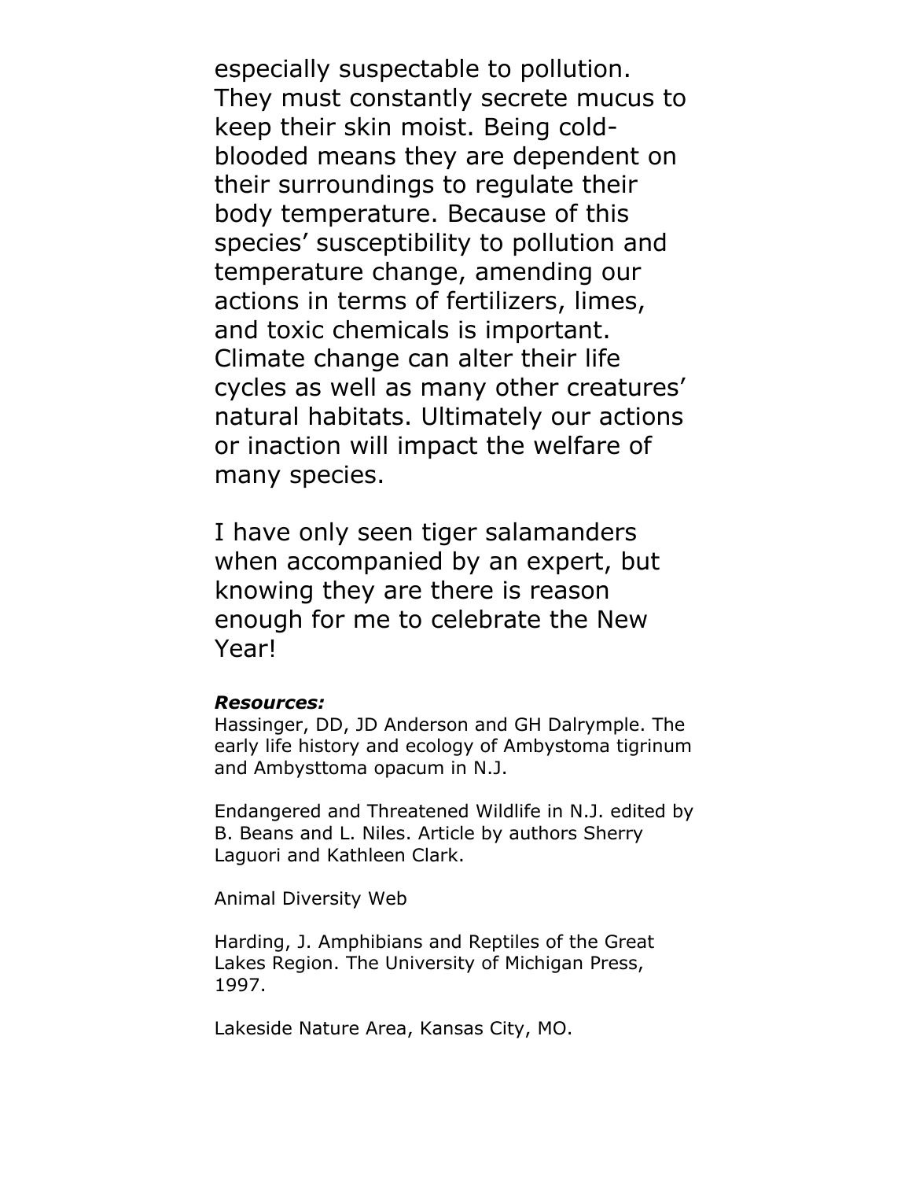especially suspectable to pollution. They must constantly secrete mucus to keep their skin moist. Being cold-blooded means they are dependent on their surroundings to regulate their body temperature. Because of this species' susceptibility to pollution and temperature change, amending our actions in terms of fertilizers, limes, and toxic chemicals is important. Climate change can alter their life cycles as well as many other creatures' natural habitats. Ultimately our actions or inaction will impact the welfare of many species.

I have only seen tiger salamanders when accompanied by an expert, but knowing they are there is reason enough for me to celebrate the New Year!

***Resources:***

Hassinger, DD, JD Anderson and GH Dalrymple. The early life history and ecology of Ambystoma tigrinum and Ambysttoma opacum in N.J.

Endangered and Threatened Wildlife in N.J. edited by B. Beans and L. Niles. Article by authors Sherry Laguori and Kathleen Clark.

Animal Diversity Web

Harding, J. Amphibians and Reptiles of the Great Lakes Region. The University of Michigan Press, 1997.

Lakeside Nature Area, Kansas City, MO.